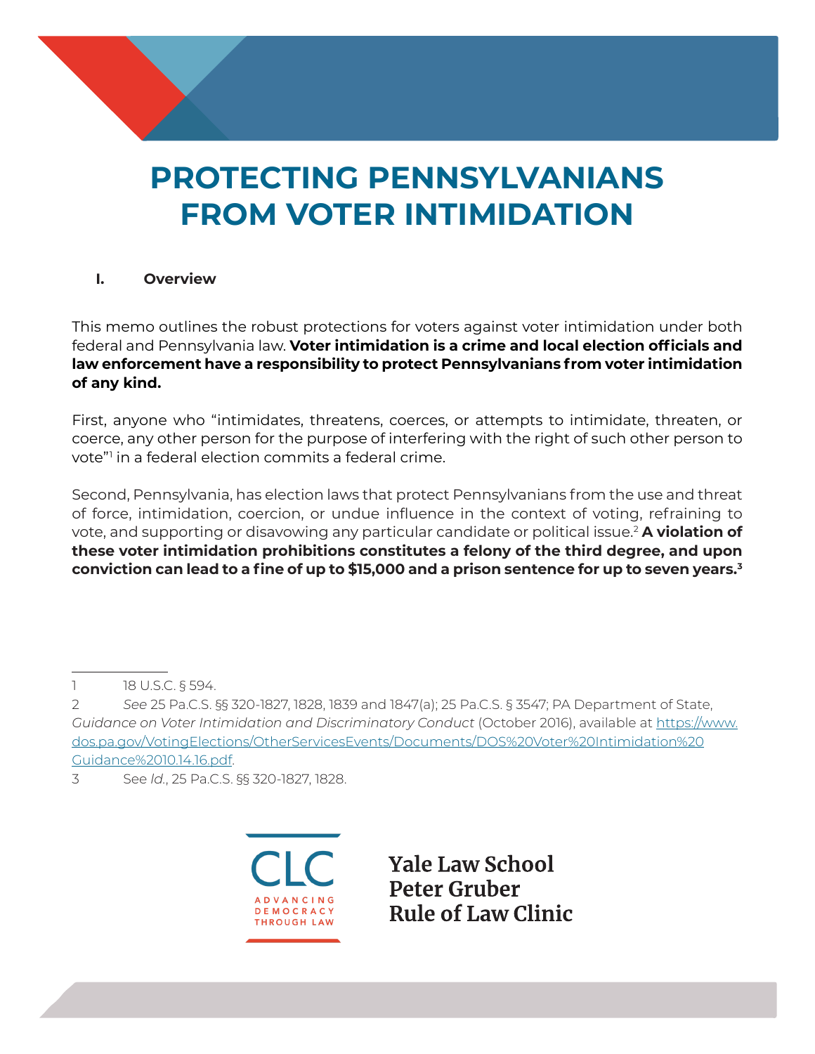# PROTECTING PENNSYLVANIANS FROM VOTER INTIMIDATION

## I. Overview

This memo outlines the robust protections for voters against voter intimidation under both federal and Pennsylvania law. **Voter intimidation is a crime and local election officials and law enforcement have a responsibility to protect Pennsylvanians from voter intimidation of any kind.**

First, anyone who "intimidates, threatens, coerces, or attempts to intimidate, threaten, or coerce, any other person for the purpose of interfering with the right of such other person to vote"[1] in a federal election commits a federal crime.

Second, Pennsylvania, has election laws that protect Pennsylvanians from the use and threat of force, intimidation, coercion, or undue influence in the context of voting, refraining to vote, and supporting or disavowing any particular candidate or political issue.[2] **A violation of these voter intimidation prohibitions constitutes a felony of the third degree, and upon conviction can lead to a fine of up to $15,000 and a prison sentence for up to seven years.[3]**

---

1 18 U.S.C. § 594.

2 *See* 25 Pa.C.S. §§ 320-1827, 1828, 1839 and 1847(a); 25 Pa.C.S. § 3547; PA Department of State, *Guidance on Voter Intimidation and Discriminatory Conduct* (October 2016), available at [https://www.dos.pa.gov/VotingElections/OtherServicesEvents/Documents/DOS%20Voter%20Intimidation%20Guidance%2010.14.16.pdf](https://www.dos.pa.gov/VotingElections/OtherServicesEvents/Documents/DOS%20Voter%20Intimidation%20Guidance%2010.14.16.pdf).

3 See *Id.*, 25 Pa.C.S. §§ 320-1827, 1828.

CLC ADVANCING DEMOCRACY THROUGH LAW

Yale Law School Peter Gruber Rule of Law Clinic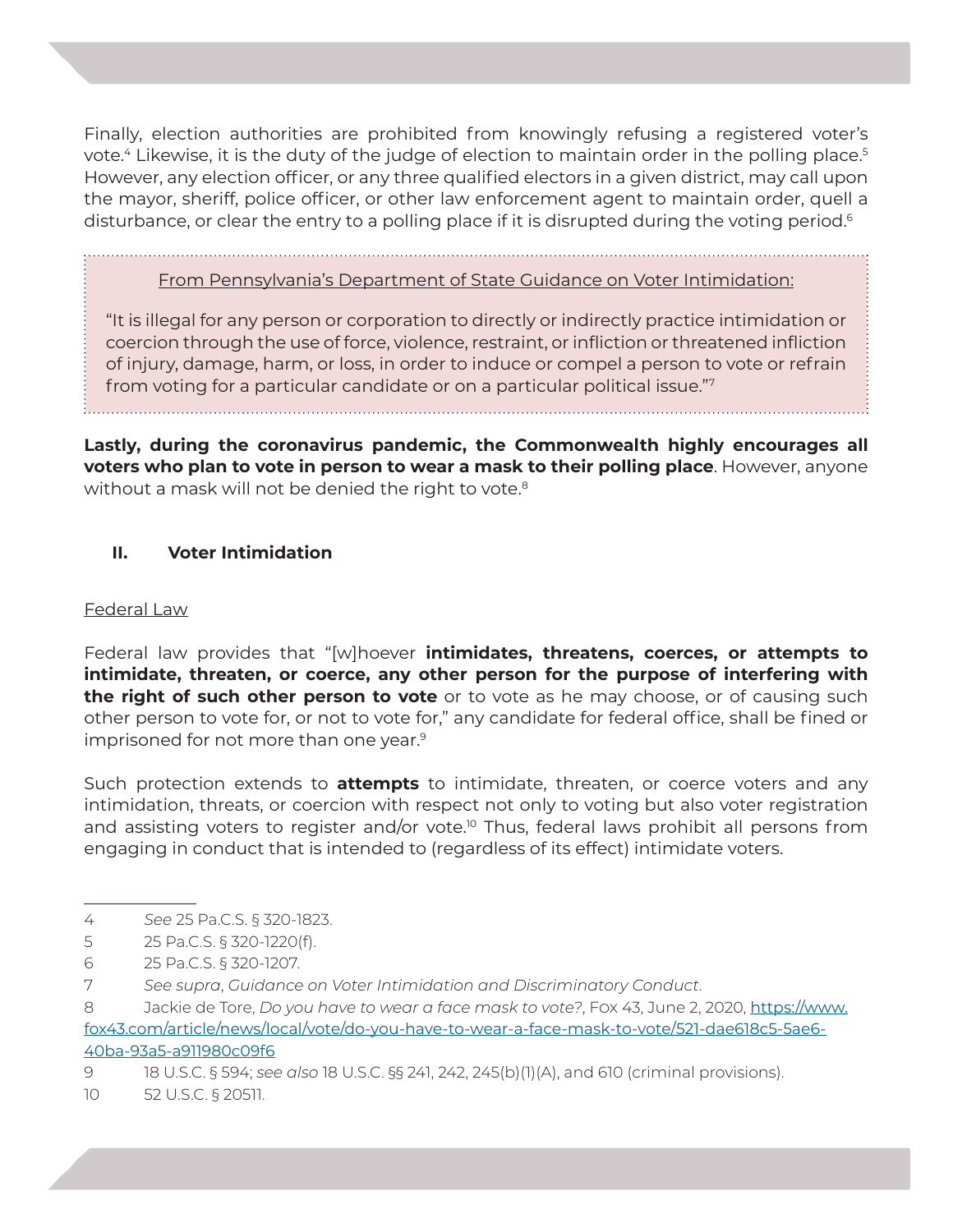Finally, election authorities are prohibited from knowingly refusing a registered voter's vote.[4] Likewise, it is the duty of the judge of election to maintain order in the polling place.[5] However, any election officer, or any three qualified electors in a given district, may call upon the mayor, sheriff, police officer, or other law enforcement agent to maintain order, quell a disturbance, or clear the entry to a polling place if it is disrupted during the voting period.[6]

> From Pennsylvania's Department of State Guidance on Voter Intimidation:
>
> "It is illegal for any person or corporation to directly or indirectly practice intimidation or coercion through the use of force, violence, restraint, or infliction or threatened infliction of injury, damage, harm, or loss, in order to induce or compel a person to vote or refrain from voting for a particular candidate or on a particular political issue."[7]

**Lastly, during the coronavirus pandemic, the Commonwealth highly encourages all voters who plan to vote in person to wear a mask to their polling place**. However, anyone without a mask will not be denied the right to vote.[8]

## II. Voter Intimidation

Federal Law

Federal law provides that "[w]hoever **intimidates, threatens, coerces, or attempts to intimidate, threaten, or coerce, any other person for the purpose of interfering with the right of such other person to vote** or to vote as he may choose, or of causing such other person to vote for, or not to vote for," any candidate for federal office, shall be fined or imprisoned for not more than one year.[9]

Such protection extends to **attempts** to intimidate, threaten, or coerce voters and any intimidation, threats, or coercion with respect not only to voting but also voter registration and assisting voters to register and/or vote.[10] Thus, federal laws prohibit all persons from engaging in conduct that is intended to (regardless of its effect) intimidate voters.

---

4 *See* 25 Pa.C.S. § 320-1823.

5 25 Pa.C.S. § 320-1220(f).

6 25 Pa.C.S. § 320-1207.

7 *See supra*, *Guidance on Voter Intimidation and Discriminatory Conduct*.

8 Jackie de Tore, *Do you have to wear a face mask to vote?*, Fox 43, June 2, 2020, https://www.fox43.com/article/news/local/vote/do-you-have-to-wear-a-face-mask-to-vote/521-dae618c5-5ae6-40ba-93a5-a911980c09f6

9 18 U.S.C. § 594; *see also* 18 U.S.C. §§ 241, 242, 245(b)(1)(A), and 610 (criminal provisions).

10 52 U.S.C. § 20511.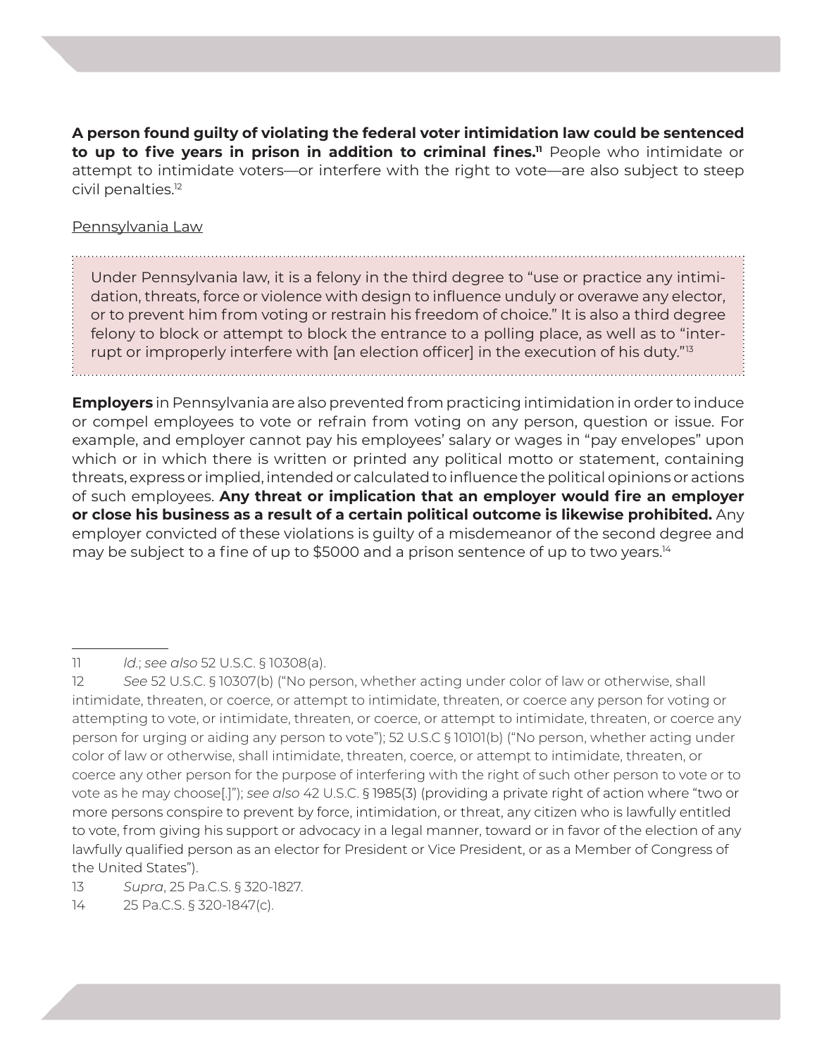**A person found guilty of violating the federal voter intimidation law could be sentenced to up to five years in prison in addition to criminal fines.**[11] People who intimidate or attempt to intimidate voters—or interfere with the right to vote—are also subject to steep civil penalties.[12]

Pennsylvania Law

> Under Pennsylvania law, it is a felony in the third degree to "use or practice any intimidation, threats, force or violence with design to influence unduly or overawe any elector, or to prevent him from voting or restrain his freedom of choice." It is also a third degree felony to block or attempt to block the entrance to a polling place, as well as to "interrupt or improperly interfere with [an election officer] in the execution of his duty."[13]

**Employers** in Pennsylvania are also prevented from practicing intimidation in order to induce or compel employees to vote or refrain from voting on any person, question or issue. For example, and employer cannot pay his employees' salary or wages in "pay envelopes" upon which or in which there is written or printed any political motto or statement, containing threats, express or implied, intended or calculated to influence the political opinions or actions of such employees. **Any threat or implication that an employer would fire an employer or close his business as a result of a certain political outcome is likewise prohibited.** Any employer convicted of these violations is guilty of a misdemeanor of the second degree and may be subject to a fine of up to $5000 and a prison sentence of up to two years.[14]

---

11 *Id.*; *see also* 52 U.S.C. § 10308(a).

12 *See* 52 U.S.C. § 10307(b) ("No person, whether acting under color of law or otherwise, shall intimidate, threaten, or coerce, or attempt to intimidate, threaten, or coerce any person for voting or attempting to vote, or intimidate, threaten, or coerce, or attempt to intimidate, threaten, or coerce any person for urging or aiding any person to vote"); 52 U.S.C § 10101(b) ("No person, whether acting under color of law or otherwise, shall intimidate, threaten, coerce, or attempt to intimidate, threaten, or coerce any other person for the purpose of interfering with the right of such other person to vote or to vote as he may choose[.]"); *see also* 42 U.S.C. § 1985(3) (providing a private right of action where "two or more persons conspire to prevent by force, intimidation, or threat, any citizen who is lawfully entitled to vote, from giving his support or advocacy in a legal manner, toward or in favor of the election of any lawfully qualified person as an elector for President or Vice President, or as a Member of Congress of the United States").

13 *Supra*, 25 Pa.C.S. § 320-1827.

14 25 Pa.C.S. § 320-1847(c).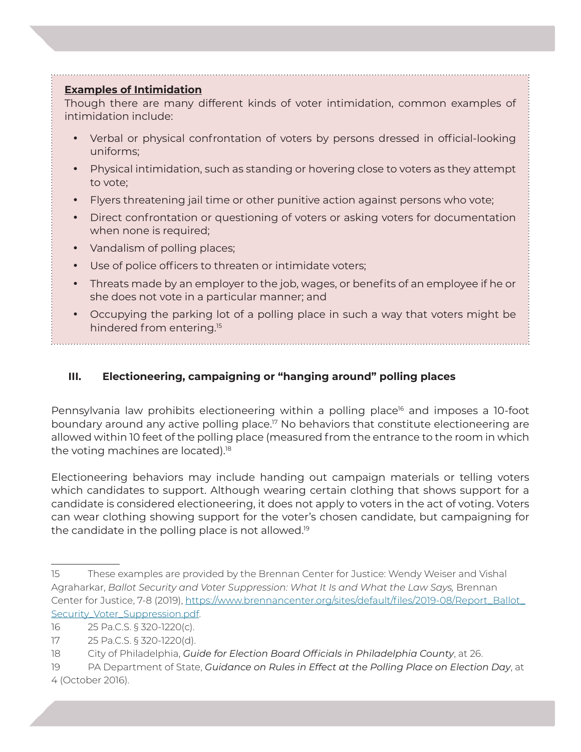**Examples of Intimidation**

Though there are many different kinds of voter intimidation, common examples of intimidation include:

- Verbal or physical confrontation of voters by persons dressed in official-looking uniforms;
- Physical intimidation, such as standing or hovering close to voters as they attempt to vote;
- Flyers threatening jail time or other punitive action against persons who vote;
- Direct confrontation or questioning of voters or asking voters for documentation when none is required;
- Vandalism of polling places;
- Use of police officers to threaten or intimidate voters;
- Threats made by an employer to the job, wages, or benefits of an employee if he or she does not vote in a particular manner; and
- Occupying the parking lot of a polling place in such a way that voters might be hindered from entering.[15]

## III. Electioneering, campaigning or "hanging around" polling places

Pennsylvania law prohibits electioneering within a polling place[16] and imposes a 10-foot boundary around any active polling place.[17] No behaviors that constitute electioneering are allowed within 10 feet of the polling place (measured from the entrance to the room in which the voting machines are located).[18]

Electioneering behaviors may include handing out campaign materials or telling voters which candidates to support. Although wearing certain clothing that shows support for a candidate is considered electioneering, it does not apply to voters in the act of voting. Voters can wear clothing showing support for the voter's chosen candidate, but campaigning for the candidate in the polling place is not allowed.[19]

---

15 These examples are provided by the Brennan Center for Justice: Wendy Weiser and Vishal Agraharkar, *Ballot Security and Voter Suppression: What It Is and What the Law Says,* Brennan Center for Justice, 7-8 (2019), https://www.brennancenter.org/sites/default/files/2019-08/Report_Ballot_Security_Voter_Suppression.pdf.

16 25 Pa.C.S. § 320-1220(c).

17 25 Pa.C.S. § 320-1220(d).

18 City of Philadelphia, *Guide for Election Board Officials in Philadelphia County*, at 26.

19 PA Department of State, *Guidance on Rules in Effect at the Polling Place on Election Day*, at 4 (October 2016).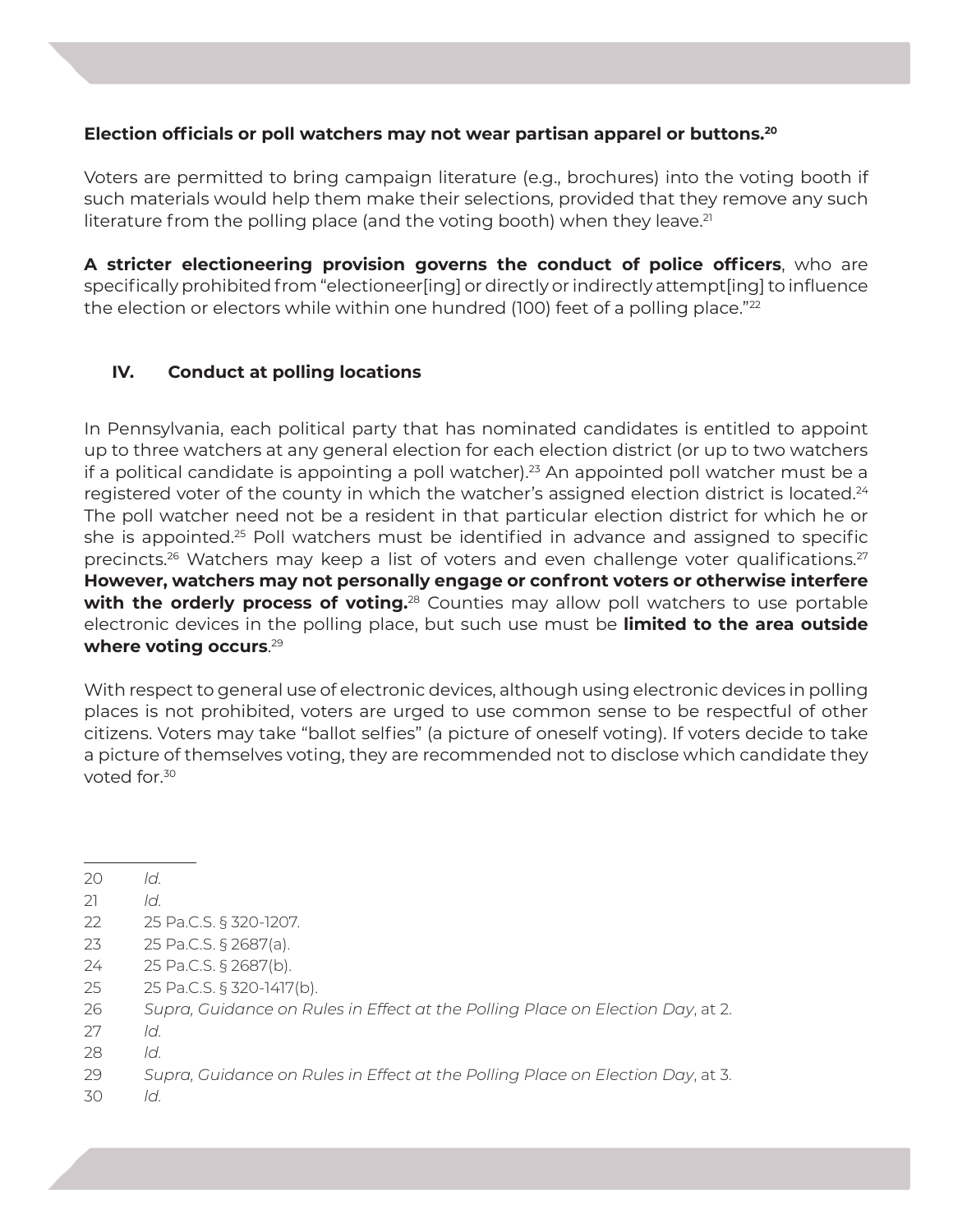**Election officials or poll watchers may not wear partisan apparel or buttons.**[20]

Voters are permitted to bring campaign literature (e.g., brochures) into the voting booth if such materials would help them make their selections, provided that they remove any such literature from the polling place (and the voting booth) when they leave.[21]

**A stricter electioneering provision governs the conduct of police officers**, who are specifically prohibited from "electioneer[ing] or directly or indirectly attempt[ing] to influence the election or electors while within one hundred (100) feet of a polling place."[22]

## IV. Conduct at polling locations

In Pennsylvania, each political party that has nominated candidates is entitled to appoint up to three watchers at any general election for each election district (or up to two watchers if a political candidate is appointing a poll watcher).[23] An appointed poll watcher must be a registered voter of the county in which the watcher's assigned election district is located.[24] The poll watcher need not be a resident in that particular election district for which he or she is appointed.[25] Poll watchers must be identified in advance and assigned to specific precincts.[26] Watchers may keep a list of voters and even challenge voter qualifications.[27] **However, watchers may not personally engage or confront voters or otherwise interfere with the orderly process of voting.**[28] Counties may allow poll watchers to use portable electronic devices in the polling place, but such use must be **limited to the area outside where voting occurs**.[29]

With respect to general use of electronic devices, although using electronic devices in polling places is not prohibited, voters are urged to use common sense to be respectful of other citizens. Voters may take "ballot selfies" (a picture of oneself voting). If voters decide to take a picture of themselves voting, they are recommended not to disclose which candidate they voted for.[30]

---

20 *Id.*

21 *Id.*

22 25 Pa.C.S. § 320-1207.

23 25 Pa.C.S. § 2687(a).

24 25 Pa.C.S. § 2687(b).

25 25 Pa.C.S. § 320-1417(b).

26 *Supra, Guidance on Rules in Effect at the Polling Place on Election Day*, at 2.

27 *Id.*

28 *Id.*

29 *Supra, Guidance on Rules in Effect at the Polling Place on Election Day*, at 3.

30 *Id.*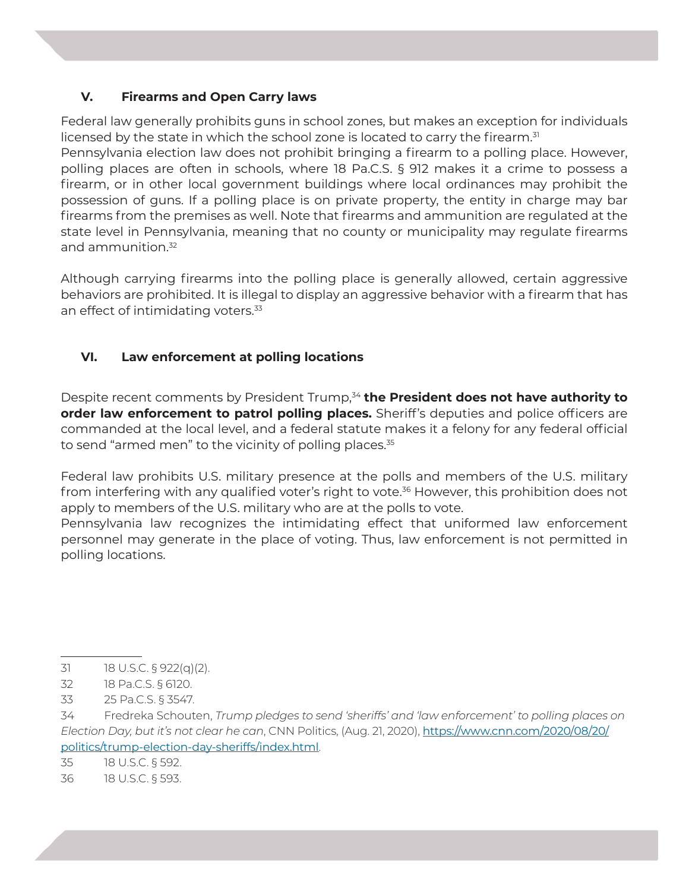## V. Firearms and Open Carry laws

Federal law generally prohibits guns in school zones, but makes an exception for individuals licensed by the state in which the school zone is located to carry the firearm.[31]

Pennsylvania election law does not prohibit bringing a firearm to a polling place. However, polling places are often in schools, where 18 Pa.C.S. § 912 makes it a crime to possess a firearm, or in other local government buildings where local ordinances may prohibit the possession of guns. If a polling place is on private property, the entity in charge may bar firearms from the premises as well. Note that firearms and ammunition are regulated at the state level in Pennsylvania, meaning that no county or municipality may regulate firearms and ammunition.[32]

Although carrying firearms into the polling place is generally allowed, certain aggressive behaviors are prohibited. It is illegal to display an aggressive behavior with a firearm that has an effect of intimidating voters.[33]

## VI. Law enforcement at polling locations

Despite recent comments by President Trump,[34] **the President does not have authority to order law enforcement to patrol polling places.** Sheriff's deputies and police officers are commanded at the local level, and a federal statute makes it a felony for any federal official to send "armed men" to the vicinity of polling places.[35]

Federal law prohibits U.S. military presence at the polls and members of the U.S. military from interfering with any qualified voter's right to vote.[36] However, this prohibition does not apply to members of the U.S. military who are at the polls to vote.

Pennsylvania law recognizes the intimidating effect that uniformed law enforcement personnel may generate in the place of voting. Thus, law enforcement is not permitted in polling locations.

---

31 18 U.S.C. § 922(q)(2).

32 18 Pa.C.S. § 6120.

33 25 Pa.C.S. § 3547.

34 Fredreka Schouten, *Trump pledges to send 'sheriffs' and 'law enforcement' to polling places on Election Day, but it's not clear he can*, CNN Politics, (Aug. 21, 2020), [https://www.cnn.com/2020/08/20/politics/trump-election-day-sheriffs/index.html](https://www.cnn.com/2020/08/20/politics/trump-election-day-sheriffs/index.html).

35 18 U.S.C. § 592.

36 18 U.S.C. § 593.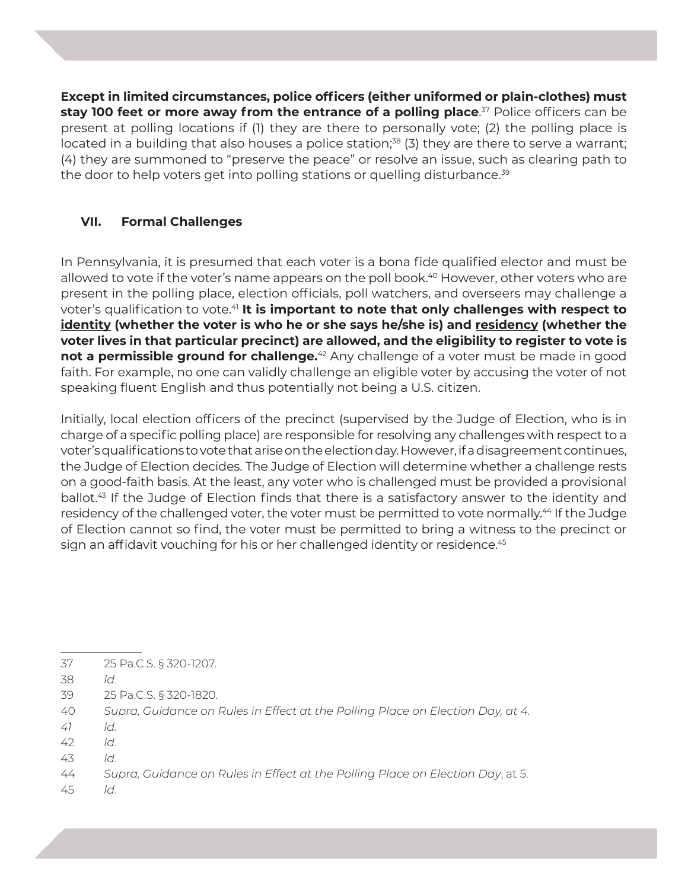**Except in limited circumstances, police officers (either uniformed or plain-clothes) must stay 100 feet or more away from the entrance of a polling place**.[37] Police officers can be present at polling locations if (1) they are there to personally vote; (2) the polling place is located in a building that also houses a police station;[38] (3) they are there to serve a warrant; (4) they are summoned to "preserve the peace" or resolve an issue, such as clearing path to the door to help voters get into polling stations or quelling disturbance.[39]

## VII. Formal Challenges

In Pennsylvania, it is presumed that each voter is a bona fide qualified elector and must be allowed to vote if the voter's name appears on the poll book.[40] However, other voters who are present in the polling place, election officials, poll watchers, and overseers may challenge a voter's qualification to vote.[41] **It is important to note that only challenges with respect to <u>identity</u> (whether the voter is who he or she says he/she is) and <u>residency</u> (whether the voter lives in that particular precinct) are allowed, and the eligibility to register to vote is not a permissible ground for challenge.**[42] Any challenge of a voter must be made in good faith. For example, no one can validly challenge an eligible voter by accusing the voter of not speaking fluent English and thus potentially not being a U.S. citizen.

Initially, local election officers of the precinct (supervised by the Judge of Election, who is in charge of a specific polling place) are responsible for resolving any challenges with respect to a voter's qualifications to vote that arise on the election day. However, if a disagreement continues, the Judge of Election decides. The Judge of Election will determine whether a challenge rests on a good-faith basis. At the least, any voter who is challenged must be provided a provisional ballot.[43] If the Judge of Election finds that there is a satisfactory answer to the identity and residency of the challenged voter, the voter must be permitted to vote normally.[44] If the Judge of Election cannot so find, the voter must be permitted to bring a witness to the precinct or sign an affidavit vouching for his or her challenged identity or residence.[45]

---

37 25 Pa.C.S. § 320-1207.

38 *Id.*

39 25 Pa.C.S. § 320-1820.

40 *Supra, Guidance on Rules in Effect at the Polling Place on Election Day, at 4.*

41 *Id.*

42 *Id.*

43 *Id.*

44 *Supra, Guidance on Rules in Effect at the Polling Place on Election Day*, at 5.

45 *Id.*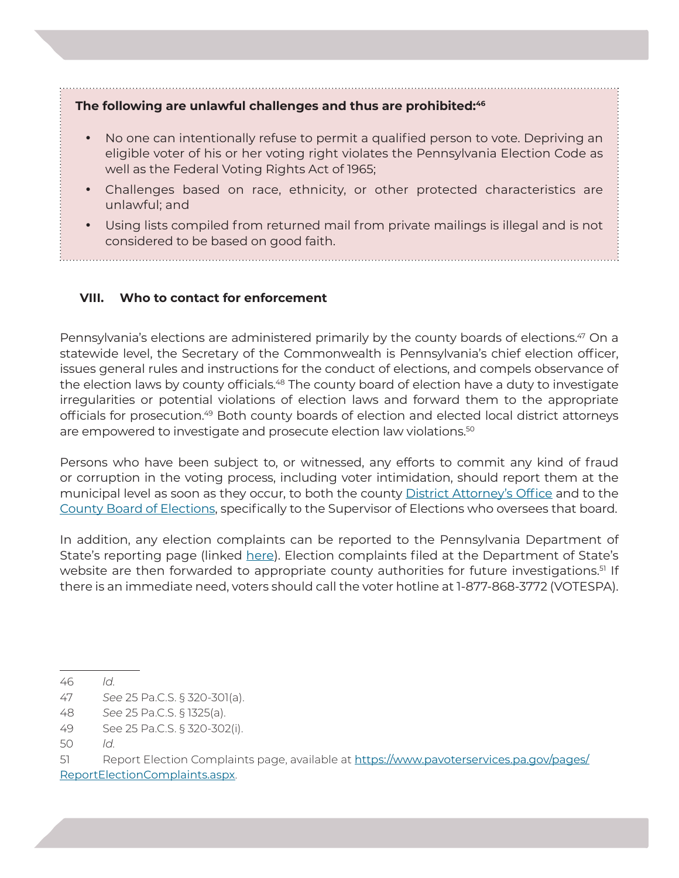**The following are unlawful challenges and thus are prohibited:**[46]

- No one can intentionally refuse to permit a qualified person to vote. Depriving an eligible voter of his or her voting right violates the Pennsylvania Election Code as well as the Federal Voting Rights Act of 1965;
- Challenges based on race, ethnicity, or other protected characteristics are unlawful; and
- Using lists compiled from returned mail from private mailings is illegal and is not considered to be based on good faith.

## VIII. Who to contact for enforcement

Pennsylvania's elections are administered primarily by the county boards of elections.[47] On a statewide level, the Secretary of the Commonwealth is Pennsylvania's chief election officer, issues general rules and instructions for the conduct of elections, and compels observance of the election laws by county officials.[48] The county board of election have a duty to investigate irregularities or potential violations of election laws and forward them to the appropriate officials for prosecution.[49] Both county boards of election and elected local district attorneys are empowered to investigate and prosecute election law violations.[50]

Persons who have been subject to, or witnessed, any efforts to commit any kind of fraud or corruption in the voting process, including voter intimidation, should report them at the municipal level as soon as they occur, to both the county District Attorney's Office and to the County Board of Elections, specifically to the Supervisor of Elections who oversees that board.

In addition, any election complaints can be reported to the Pennsylvania Department of State's reporting page (linked here). Election complaints filed at the Department of State's website are then forwarded to appropriate county authorities for future investigations.[51] If there is an immediate need, voters should call the voter hotline at 1-877-868-3772 (VOTESPA).

---

46 *Id.*

47 *See* 25 Pa.C.S. § 320-301(a).

48 *See* 25 Pa.C.S. § 1325(a).

49 See 25 Pa.C.S. § 320-302(i).

50 *Id.*

51 Report Election Complaints page, available at https://www.pavoterservices.pa.gov/pages/ReportElectionComplaints.aspx.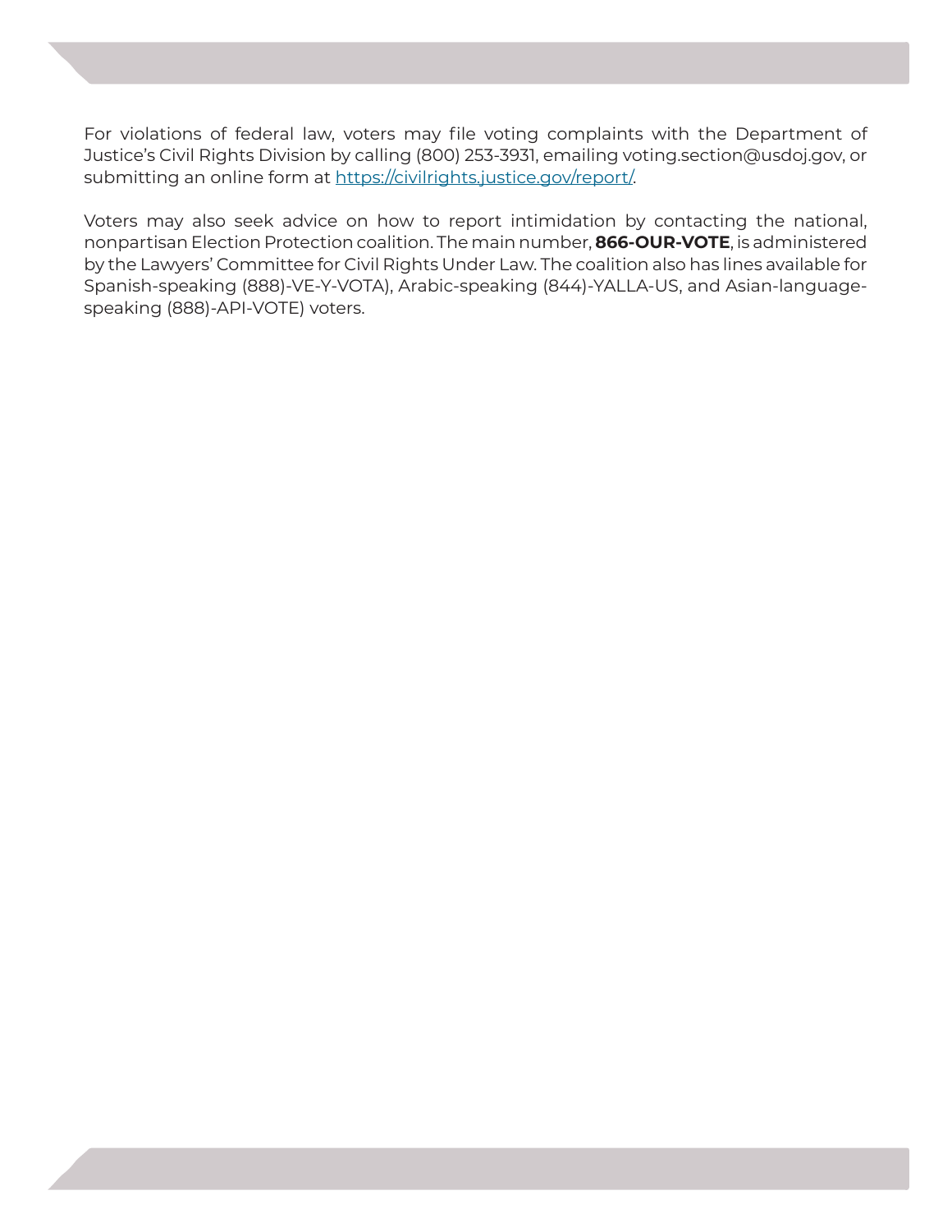For violations of federal law, voters may file voting complaints with the Department of Justice's Civil Rights Division by calling (800) 253-3931, emailing voting.section@usdoj.gov, or submitting an online form at [https://civilrights.justice.gov/report/](https://civilrights.justice.gov/report/).

Voters may also seek advice on how to report intimidation by contacting the national, nonpartisan Election Protection coalition. The main number, **866-OUR-VOTE**, is administered by the Lawyers' Committee for Civil Rights Under Law. The coalition also has lines available for Spanish-speaking (888)-VE-Y-VOTA), Arabic-speaking (844)-YALLA-US, and Asian-language-speaking (888)-API-VOTE) voters.